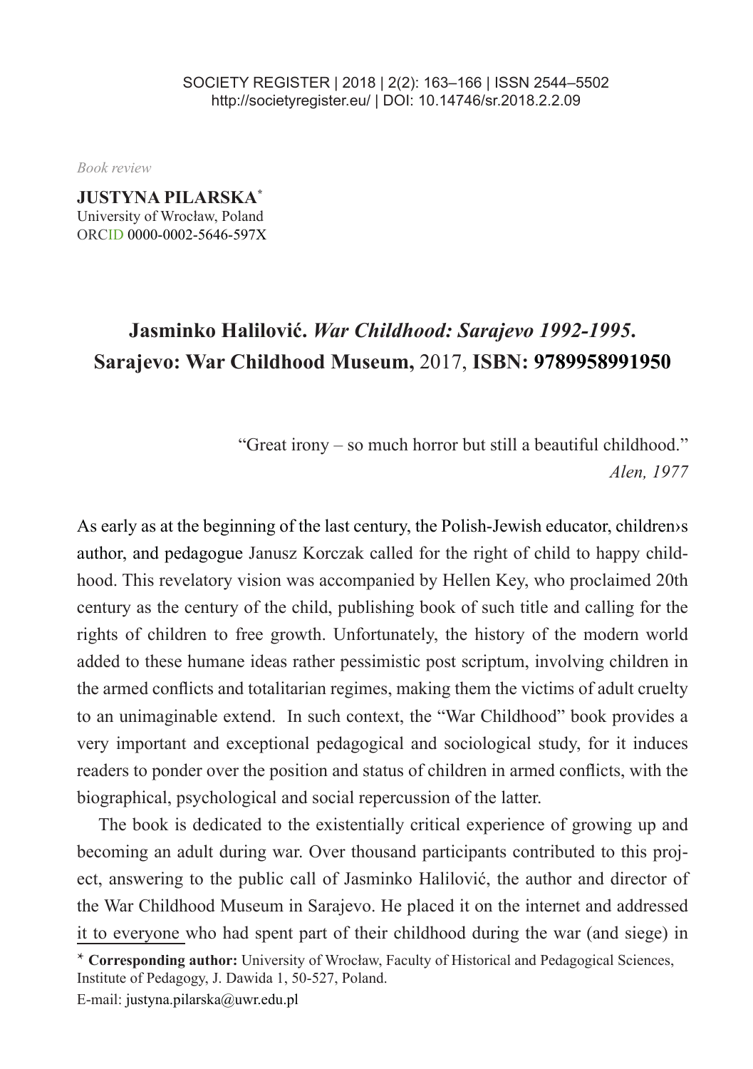*Book review*

**JUSTYNA PILARSKA**[*]
University of Wrocław, Poland
ORCID 0000-0002-5646-597X

# Jasminko Halilović. *War Childhood: Sarajevo 1992-1995*. Sarajevo: War Childhood Museum, 2017, ISBN: 9789958991950

"Great irony – so much horror but still a beautiful childhood."
*Alen, 1977*

As early as at the beginning of the last century, the Polish-Jewish educator, children›s author, and pedagogue Janusz Korczak called for the right of child to happy childhood. This revelatory vision was accompanied by Hellen Key, who proclaimed 20th century as the century of the child, publishing book of such title and calling for the rights of children to free growth. Unfortunately, the history of the modern world added to these humane ideas rather pessimistic post scriptum, involving children in the armed conflicts and totalitarian regimes, making them the victims of adult cruelty to an unimaginable extend. In such context, the "War Childhood" book provides a very important and exceptional pedagogical and sociological study, for it induces readers to ponder over the position and status of children in armed conflicts, with the biographical, psychological and social repercussion of the latter.

The book is dedicated to the existentially critical experience of growing up and becoming an adult during war. Over thousand participants contributed to this project, answering to the public call of Jasminko Halilović, the author and director of the War Childhood Museum in Sarajevo. He placed it on the internet and addressed it to everyone who had spent part of their childhood during the war (and siege) in

[*] **Corresponding author:** University of Wrocław, Faculty of Historical and Pedagogical Sciences, Institute of Pedagogy, J. Dawida 1, 50-527, Poland.
E-mail: justyna.pilarska@uwr.edu.pl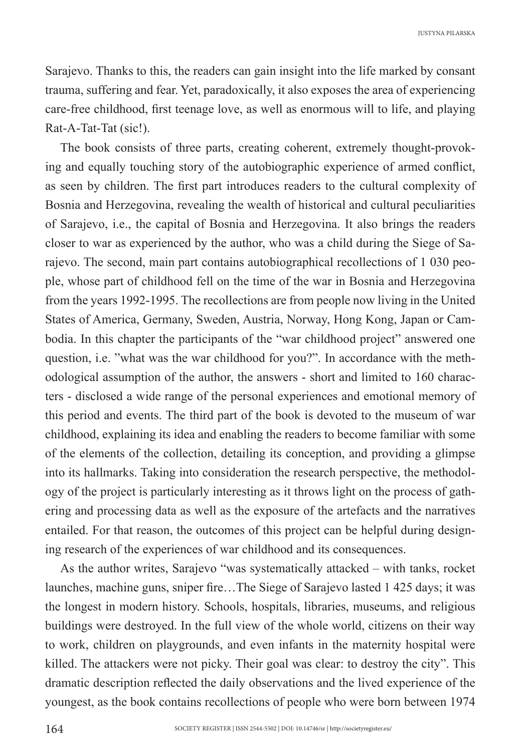Sarajevo. Thanks to this, the readers can gain insight into the life marked by consant trauma, suffering and fear. Yet, paradoxically, it also exposes the area of experiencing care-free childhood, first teenage love, as well as enormous will to life, and playing Rat-A-Tat-Tat (sic!).

The book consists of three parts, creating coherent, extremely thought-provoking and equally touching story of the autobiographic experience of armed conflict, as seen by children. The first part introduces readers to the cultural complexity of Bosnia and Herzegovina, revealing the wealth of historical and cultural peculiarities of Sarajevo, i.e., the capital of Bosnia and Herzegovina. It also brings the readers closer to war as experienced by the author, who was a child during the Siege of Sarajevo. The second, main part contains autobiographical recollections of 1 030 people, whose part of childhood fell on the time of the war in Bosnia and Herzegovina from the years 1992-1995. The recollections are from people now living in the United States of America, Germany, Sweden, Austria, Norway, Hong Kong, Japan or Cambodia. In this chapter the participants of the "war childhood project" answered one question, i.e. "what was the war childhood for you?". In accordance with the methodological assumption of the author, the answers - short and limited to 160 characters - disclosed a wide range of the personal experiences and emotional memory of this period and events. The third part of the book is devoted to the museum of war childhood, explaining its idea and enabling the readers to become familiar with some of the elements of the collection, detailing its conception, and providing a glimpse into its hallmarks. Taking into consideration the research perspective, the methodology of the project is particularly interesting as it throws light on the process of gathering and processing data as well as the exposure of the artefacts and the narratives entailed. For that reason, the outcomes of this project can be helpful during designing research of the experiences of war childhood and its consequences.

As the author writes, Sarajevo "was systematically attacked – with tanks, rocket launches, machine guns, sniper fire…The Siege of Sarajevo lasted 1 425 days; it was the longest in modern history. Schools, hospitals, libraries, museums, and religious buildings were destroyed. In the full view of the whole world, citizens on their way to work, children on playgrounds, and even infants in the maternity hospital were killed. The attackers were not picky. Their goal was clear: to destroy the city". This dramatic description reflected the daily observations and the lived experience of the youngest, as the book contains recollections of people who were born between 1974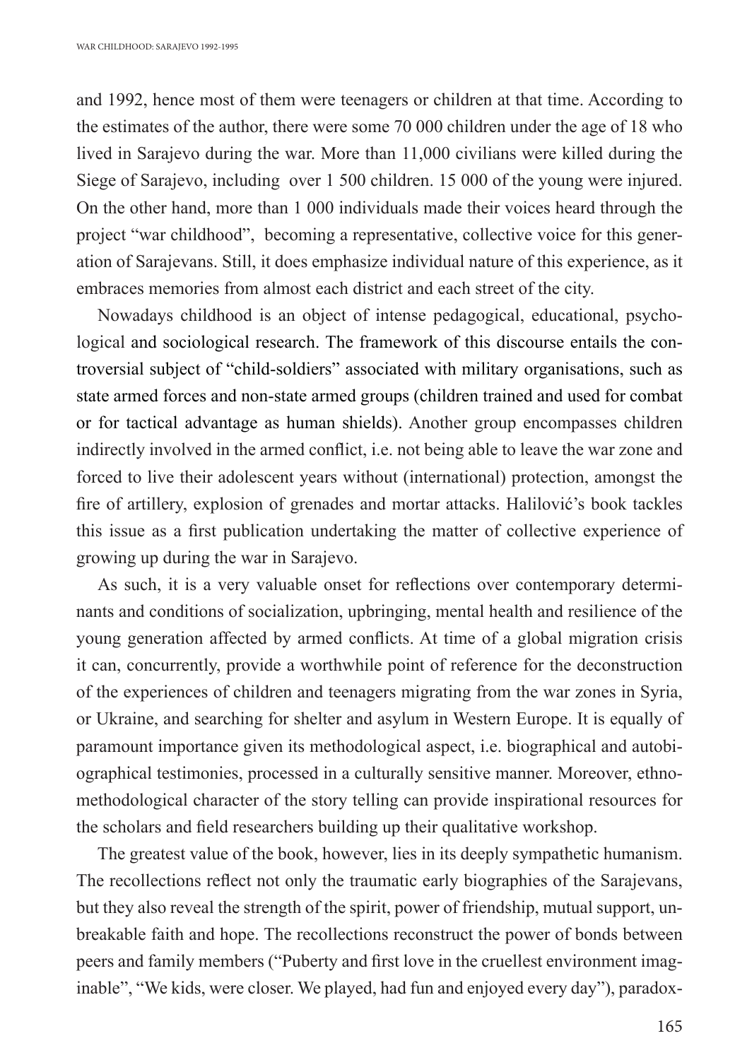and 1992, hence most of them were teenagers or children at that time. According to the estimates of the author, there were some 70 000 children under the age of 18 who lived in Sarajevo during the war. More than 11,000 civilians were killed during the Siege of Sarajevo, including over 1 500 children. 15 000 of the young were injured. On the other hand, more than 1 000 individuals made their voices heard through the project "war childhood", becoming a representative, collective voice for this generation of Sarajevans. Still, it does emphasize individual nature of this experience, as it embraces memories from almost each district and each street of the city.

Nowadays childhood is an object of intense pedagogical, educational, psychological and sociological research. The framework of this discourse entails the controversial subject of "child-soldiers" associated with military organisations, such as state armed forces and non-state armed groups (children trained and used for combat or for tactical advantage as human shields). Another group encompasses children indirectly involved in the armed conflict, i.e. not being able to leave the war zone and forced to live their adolescent years without (international) protection, amongst the fire of artillery, explosion of grenades and mortar attacks. Halilović's book tackles this issue as a first publication undertaking the matter of collective experience of growing up during the war in Sarajevo.

As such, it is a very valuable onset for reflections over contemporary determinants and conditions of socialization, upbringing, mental health and resilience of the young generation affected by armed conflicts. At time of a global migration crisis it can, concurrently, provide a worthwhile point of reference for the deconstruction of the experiences of children and teenagers migrating from the war zones in Syria, or Ukraine, and searching for shelter and asylum in Western Europe. It is equally of paramount importance given its methodological aspect, i.e. biographical and autobiographical testimonies, processed in a culturally sensitive manner. Moreover, ethnomethodological character of the story telling can provide inspirational resources for the scholars and field researchers building up their qualitative workshop.

The greatest value of the book, however, lies in its deeply sympathetic humanism. The recollections reflect not only the traumatic early biographies of the Sarajevans, but they also reveal the strength of the spirit, power of friendship, mutual support, unbreakable faith and hope. The recollections reconstruct the power of bonds between peers and family members ("Puberty and first love in the cruellest environment imaginable", "We kids, were closer. We played, had fun and enjoyed every day"), paradox-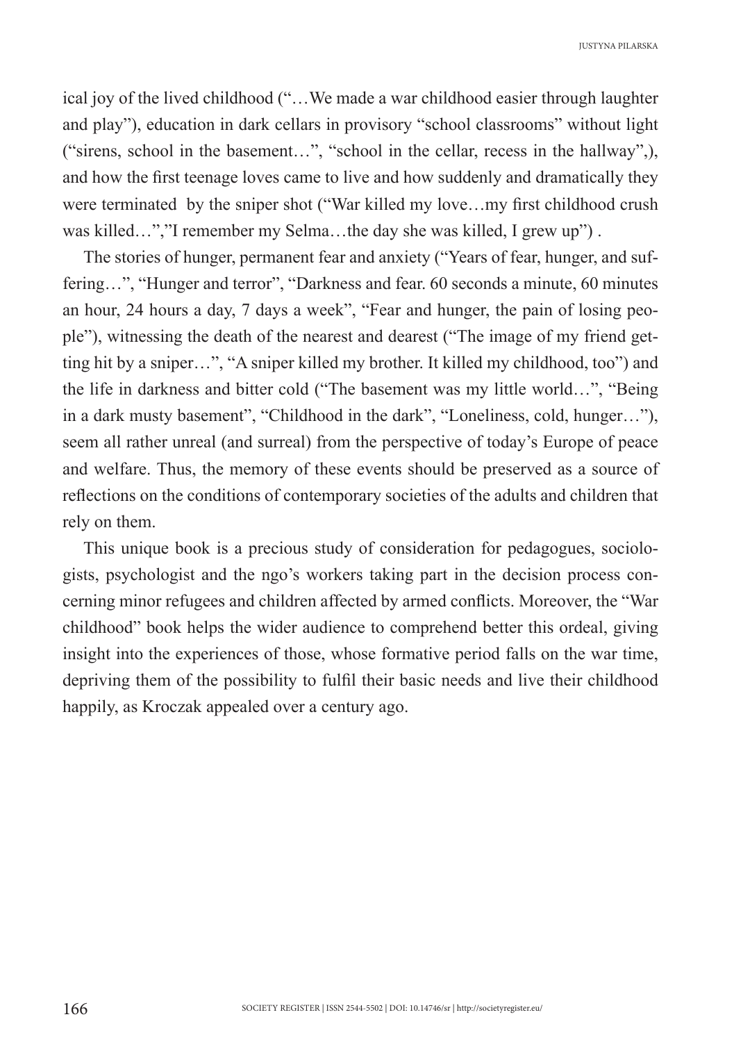ical joy of the lived childhood ("…We made a war childhood easier through laughter and play"), education in dark cellars in provisory "school classrooms" without light ("sirens, school in the basement…", "school in the cellar, recess in the hallway",), and how the first teenage loves came to live and how suddenly and dramatically they were terminated by the sniper shot ("War killed my love…my first childhood crush was killed…","I remember my Selma…the day she was killed, I grew up") .

The stories of hunger, permanent fear and anxiety ("Years of fear, hunger, and suffering…", "Hunger and terror", "Darkness and fear. 60 seconds a minute, 60 minutes an hour, 24 hours a day, 7 days a week", "Fear and hunger, the pain of losing people"), witnessing the death of the nearest and dearest ("The image of my friend getting hit by a sniper…", "A sniper killed my brother. It killed my childhood, too") and the life in darkness and bitter cold ("The basement was my little world…", "Being in a dark musty basement", "Childhood in the dark", "Loneliness, cold, hunger…"), seem all rather unreal (and surreal) from the perspective of today's Europe of peace and welfare. Thus, the memory of these events should be preserved as a source of reflections on the conditions of contemporary societies of the adults and children that rely on them.

This unique book is a precious study of consideration for pedagogues, sociologists, psychologist and the ngo's workers taking part in the decision process concerning minor refugees and children affected by armed conflicts. Moreover, the "War childhood" book helps the wider audience to comprehend better this ordeal, giving insight into the experiences of those, whose formative period falls on the war time, depriving them of the possibility to fulfil their basic needs and live their childhood happily, as Kroczak appealed over a century ago.